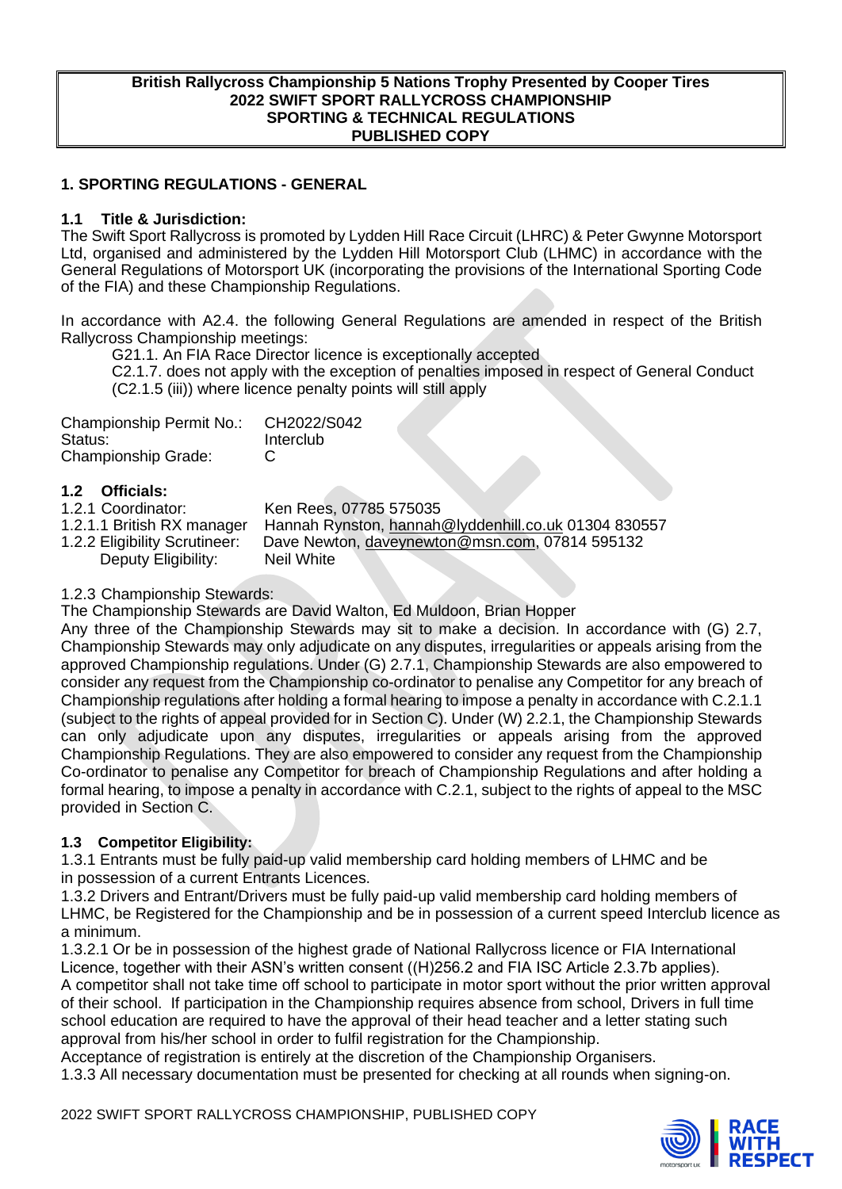**British Rallycross Championship 5 Nations Trophy Presented by Cooper Tires**
**2022 SWIFT SPORT RALLYCROSS CHAMPIONSHIP**
**SPORTING & TECHNICAL REGULATIONS**
**PUBLISHED COPY**

## 1. SPORTING REGULATIONS - GENERAL

### 1.1 Title & Jurisdiction:

The Swift Sport Rallycross is promoted by Lydden Hill Race Circuit (LHRC) & Peter Gwynne Motorsport Ltd, organised and administered by the Lydden Hill Motorsport Club (LHMC) in accordance with the General Regulations of Motorsport UK (incorporating the provisions of the International Sporting Code of the FIA) and these Championship Regulations.

In accordance with A2.4. the following General Regulations are amended in respect of the British Rallycross Championship meetings:

G21.1. An FIA Race Director licence is exceptionally accepted
C2.1.7. does not apply with the exception of penalties imposed in respect of General Conduct (C2.1.5 (iii)) where licence penalty points will still apply

| | |
|---|---|
| Championship Permit No.: | CH2022/S042 |
| Status: | Interclub |
| Championship Grade: | C |

### 1.2 Officials:

1.2.1 Coordinator: Ken Rees, 07785 575035
1.2.1.1 British RX manager Hannah Rynston, hannah@lyddenhill.co.uk 01304 830557
1.2.2 Eligibility Scrutineer: Dave Newton, daveynewton@msn.com, 07814 595132
Deputy Eligibility: Neil White

1.2.3 Championship Stewards:
The Championship Stewards are David Walton, Ed Muldoon, Brian Hopper
Any three of the Championship Stewards may sit to make a decision. In accordance with (G) 2.7, Championship Stewards may only adjudicate on any disputes, irregularities or appeals arising from the approved Championship regulations. Under (G) 2.7.1, Championship Stewards are also empowered to consider any request from the Championship co-ordinator to penalise any Competitor for any breach of Championship regulations after holding a formal hearing to impose a penalty in accordance with C.2.1.1 (subject to the rights of appeal provided for in Section C). Under (W) 2.2.1, the Championship Stewards can only adjudicate upon any disputes, irregularities or appeals arising from the approved Championship Regulations. They are also empowered to consider any request from the Championship Co-ordinator to penalise any Competitor for breach of Championship Regulations and after holding a formal hearing, to impose a penalty in accordance with C.2.1, subject to the rights of appeal to the MSC provided in Section C.

### 1.3 Competitor Eligibility:

1.3.1 Entrants must be fully paid-up valid membership card holding members of LHMC and be in possession of a current Entrants Licences.
1.3.2 Drivers and Entrant/Drivers must be fully paid-up valid membership card holding members of LHMC, be Registered for the Championship and be in possession of a current speed Interclub licence as a minimum.
1.3.2.1 Or be in possession of the highest grade of National Rallycross licence or FIA International Licence, together with their ASN's written consent ((H)256.2 and FIA ISC Article 2.3.7b applies).
A competitor shall not take time off school to participate in motor sport without the prior written approval of their school. If participation in the Championship requires absence from school, Drivers in full time school education are required to have the approval of their head teacher and a letter stating such approval from his/her school in order to fulfil registration for the Championship.
Acceptance of registration is entirely at the discretion of the Championship Organisers.
1.3.3 All necessary documentation must be presented for checking at all rounds when signing-on.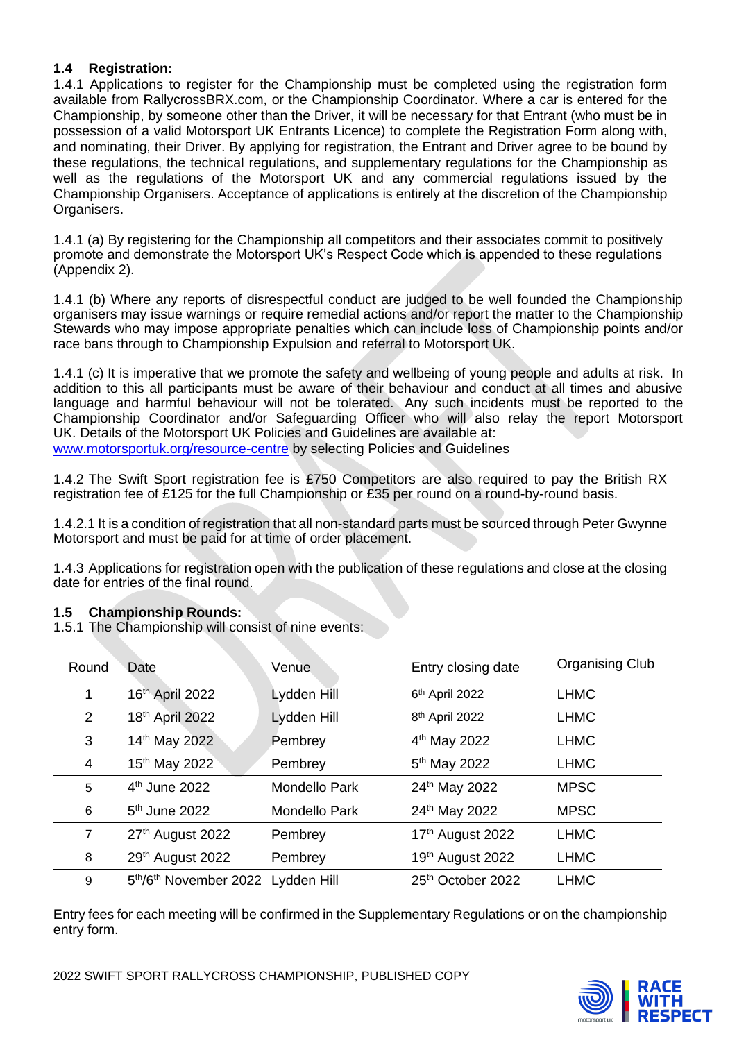### 1.4 Registration:

1.4.1 Applications to register for the Championship must be completed using the registration form available from RallycrossBRX.com, or the Championship Coordinator. Where a car is entered for the Championship, by someone other than the Driver, it will be necessary for that Entrant (who must be in possession of a valid Motorsport UK Entrants Licence) to complete the Registration Form along with, and nominating, their Driver. By applying for registration, the Entrant and Driver agree to be bound by these regulations, the technical regulations, and supplementary regulations for the Championship as well as the regulations of the Motorsport UK and any commercial regulations issued by the Championship Organisers. Acceptance of applications is entirely at the discretion of the Championship Organisers.

1.4.1 (a) By registering for the Championship all competitors and their associates commit to positively promote and demonstrate the Motorsport UK's Respect Code which is appended to these regulations (Appendix 2).

1.4.1 (b) Where any reports of disrespectful conduct are judged to be well founded the Championship organisers may issue warnings or require remedial actions and/or report the matter to the Championship Stewards who may impose appropriate penalties which can include loss of Championship points and/or race bans through to Championship Expulsion and referral to Motorsport UK.

1.4.1 (c) It is imperative that we promote the safety and wellbeing of young people and adults at risk. In addition to this all participants must be aware of their behaviour and conduct at all times and abusive language and harmful behaviour will not be tolerated. Any such incidents must be reported to the Championship Coordinator and/or Safeguarding Officer who will also relay the report Motorsport UK. Details of the Motorsport UK Policies and Guidelines are available at: www.motorsportuk.org/resource-centre by selecting Policies and Guidelines

1.4.2 The Swift Sport registration fee is £750 Competitors are also required to pay the British RX registration fee of £125 for the full Championship or £35 per round on a round-by-round basis.

1.4.2.1 It is a condition of registration that all non-standard parts must be sourced through Peter Gwynne Motorsport and must be paid for at time of order placement.

1.4.3 Applications for registration open with the publication of these regulations and close at the closing date for entries of the final round.

### 1.5 Championship Rounds:

1.5.1 The Championship will consist of nine events:

| Round | Date | Venue | Entry closing date | Organising Club |
|---|---|---|---|---|
| 1 | 16th April 2022 | Lydden Hill | 6th April 2022 | LHMC |
| 2 | 18th April 2022 | Lydden Hill | 8th April 2022 | LHMC |
| 3 | 14th May 2022 | Pembrey | 4th May 2022 | LHMC |
| 4 | 15th May 2022 | Pembrey | 5th May 2022 | LHMC |
| 5 | 4th June 2022 | Mondello Park | 24th May 2022 | MPSC |
| 6 | 5th June 2022 | Mondello Park | 24th May 2022 | MPSC |
| 7 | 27th August 2022 | Pembrey | 17th August 2022 | LHMC |
| 8 | 29th August 2022 | Pembrey | 19th August 2022 | LHMC |
| 9 | 5th/6th November 2022 | Lydden Hill | 25th October 2022 | LHMC |

Entry fees for each meeting will be confirmed in the Supplementary Regulations or on the championship entry form.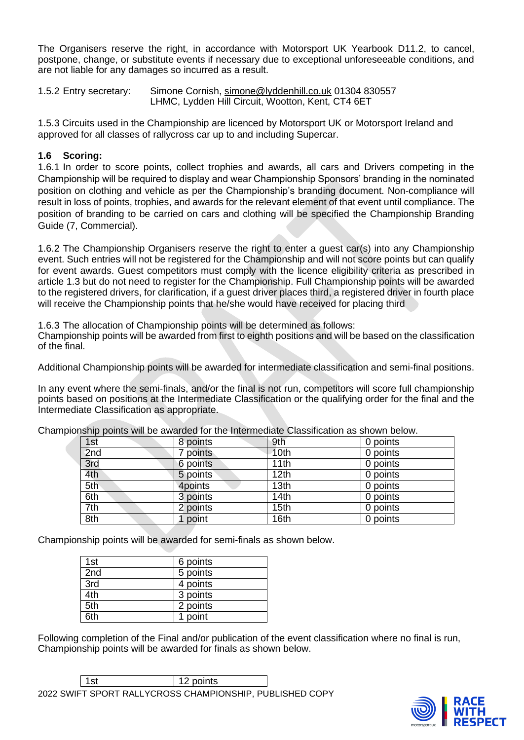The Organisers reserve the right, in accordance with Motorsport UK Yearbook D11.2, to cancel, postpone, change, or substitute events if necessary due to exceptional unforeseeable conditions, and are not liable for any damages so incurred as a result.

1.5.2 Entry secretary: Simone Cornish, simone@lyddenhill.co.uk 01304 830557
LHMC, Lydden Hill Circuit, Wootton, Kent, CT4 6ET

1.5.3 Circuits used in the Championship are licenced by Motorsport UK or Motorsport Ireland and approved for all classes of rallycross car up to and including Supercar.

### 1.6 Scoring:

1.6.1 In order to score points, collect trophies and awards, all cars and Drivers competing in the Championship will be required to display and wear Championship Sponsors' branding in the nominated position on clothing and vehicle as per the Championship's branding document. Non-compliance will result in loss of points, trophies, and awards for the relevant element of that event until compliance. The position of branding to be carried on cars and clothing will be specified the Championship Branding Guide (7, Commercial).

1.6.2 The Championship Organisers reserve the right to enter a guest car(s) into any Championship event. Such entries will not be registered for the Championship and will not score points but can qualify for event awards. Guest competitors must comply with the licence eligibility criteria as prescribed in article 1.3 but do not need to register for the Championship. Full Championship points will be awarded to the registered drivers, for clarification, if a guest driver places third, a registered driver in fourth place will receive the Championship points that he/she would have received for placing third

1.6.3 The allocation of Championship points will be determined as follows:
Championship points will be awarded from first to eighth positions and will be based on the classification of the final.

Additional Championship points will be awarded for intermediate classification and semi-final positions.

In any event where the semi-finals, and/or the final is not run, competitors will score full championship points based on positions at the Intermediate Classification or the qualifying order for the final and the Intermediate Classification as appropriate.

Championship points will be awarded for the Intermediate Classification as shown below.

| | | | |
|---|---|---|---|
| 1st | 8 points | 9th | 0 points |
| 2nd | 7 points | 10th | 0 points |
| 3rd | 6 points | 11th | 0 points |
| 4th | 5 points | 12th | 0 points |
| 5th | 4points | 13th | 0 points |
| 6th | 3 points | 14th | 0 points |
| 7th | 2 points | 15th | 0 points |
| 8th | 1 point | 16th | 0 points |

Championship points will be awarded for semi-finals as shown below.

| | |
|---|---|
| 1st | 6 points |
| 2nd | 5 points |
| 3rd | 4 points |
| 4th | 3 points |
| 5th | 2 points |
| 6th | 1 point |

Following completion of the Final and/or publication of the event classification where no final is run, Championship points will be awarded for finals as shown below.

| | |
|---|---|
| 1st | 12 points |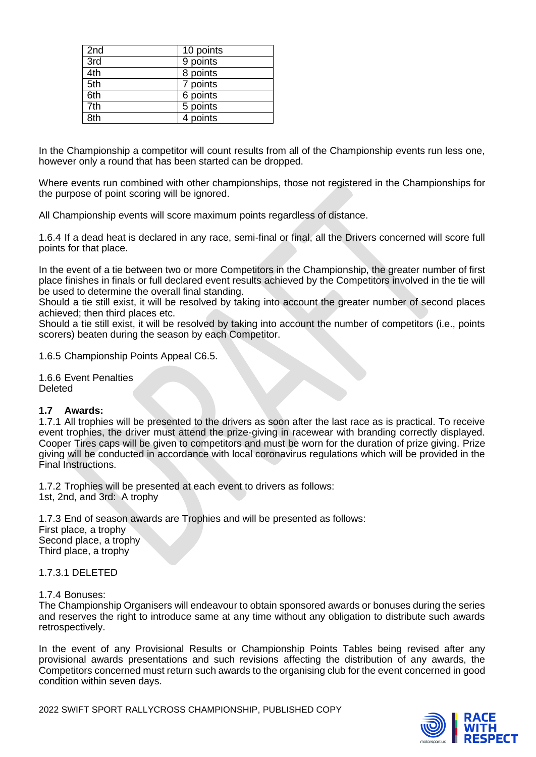| 2nd | 10 points |
|---|---|
| 3rd | 9 points |
| 4th | 8 points |
| 5th | 7 points |
| 6th | 6 points |
| 7th | 5 points |
| 8th | 4 points |

In the Championship a competitor will count results from all of the Championship events run less one, however only a round that has been started can be dropped.

Where events run combined with other championships, those not registered in the Championships for the purpose of point scoring will be ignored.

All Championship events will score maximum points regardless of distance.

1.6.4 If a dead heat is declared in any race, semi-final or final, all the Drivers concerned will score full points for that place.

In the event of a tie between two or more Competitors in the Championship, the greater number of first place finishes in finals or full declared event results achieved by the Competitors involved in the tie will be used to determine the overall final standing.
Should a tie still exist, it will be resolved by taking into account the greater number of second places achieved; then third places etc.
Should a tie still exist, it will be resolved by taking into account the number of competitors (i.e., points scorers) beaten during the season by each Competitor.

1.6.5 Championship Points Appeal C6.5.

1.6.6 Event Penalties
Deleted

**1.7 Awards:**

1.7.1 All trophies will be presented to the drivers as soon after the last race as is practical. To receive event trophies, the driver must attend the prize-giving in racewear with branding correctly displayed. Cooper Tires caps will be given to competitors and must be worn for the duration of prize giving. Prize giving will be conducted in accordance with local coronavirus regulations which will be provided in the Final Instructions.

1.7.2 Trophies will be presented at each event to drivers as follows:
1st, 2nd, and 3rd: A trophy

1.7.3 End of season awards are Trophies and will be presented as follows:
First place, a trophy
Second place, a trophy
Third place, a trophy

1.7.3.1 DELETED

1.7.4 Bonuses:
The Championship Organisers will endeavour to obtain sponsored awards or bonuses during the series and reserves the right to introduce same at any time without any obligation to distribute such awards retrospectively.

In the event of any Provisional Results or Championship Points Tables being revised after any provisional awards presentations and such revisions affecting the distribution of any awards, the Competitors concerned must return such awards to the organising club for the event concerned in good condition within seven days.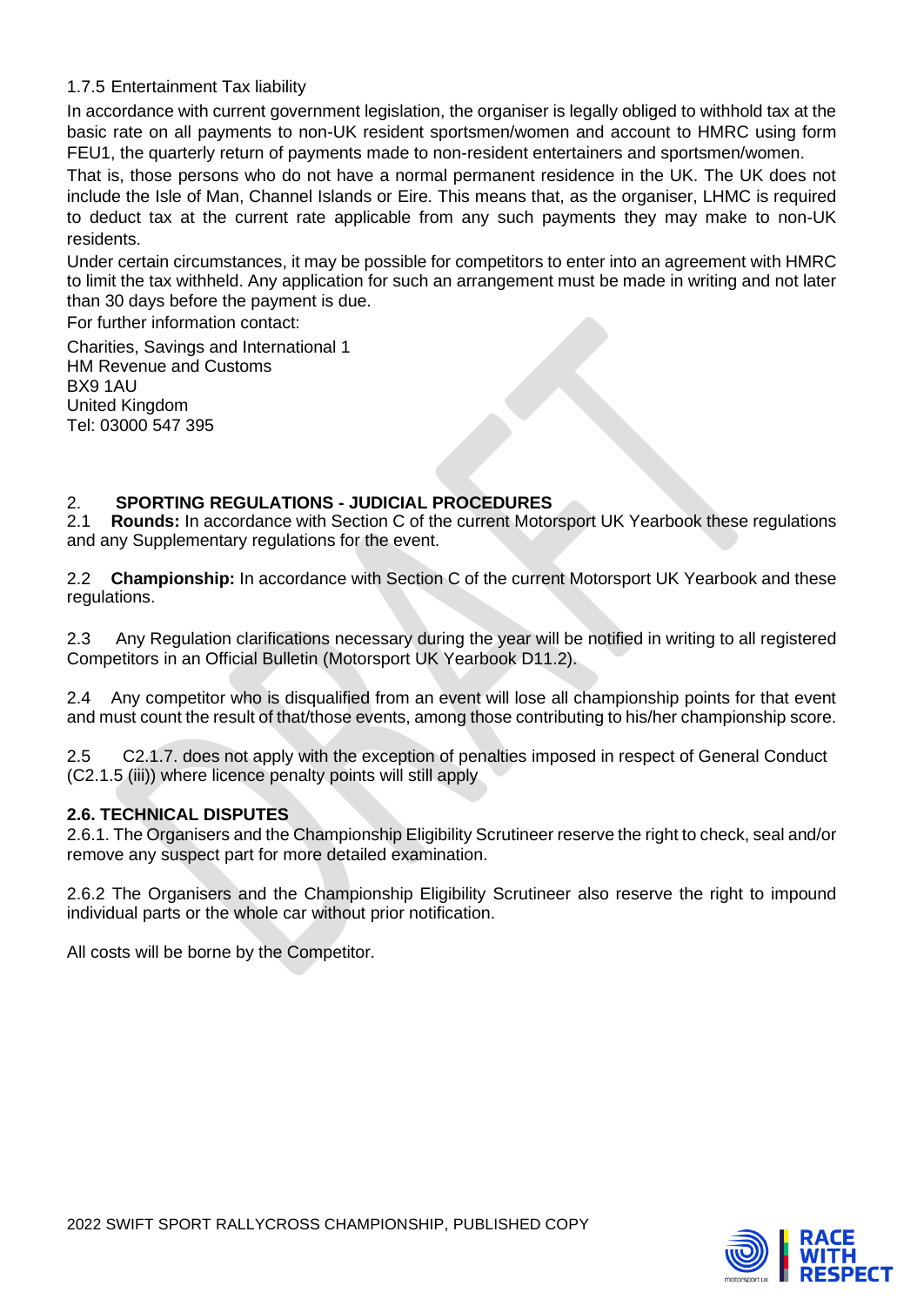1.7.5 Entertainment Tax liability

In accordance with current government legislation, the organiser is legally obliged to withhold tax at the basic rate on all payments to non-UK resident sportsmen/women and account to HMRC using form FEU1, the quarterly return of payments made to non-resident entertainers and sportsmen/women.

That is, those persons who do not have a normal permanent residence in the UK. The UK does not include the Isle of Man, Channel Islands or Eire. This means that, as the organiser, LHMC is required to deduct tax at the current rate applicable from any such payments they may make to non-UK residents.

Under certain circumstances, it may be possible for competitors to enter into an agreement with HMRC to limit the tax withheld. Any application for such an arrangement must be made in writing and not later than 30 days before the payment is due.

For further information contact:

Charities, Savings and International 1
HM Revenue and Customs
BX9 1AU
United Kingdom
Tel: 03000 547 395

## 2. SPORTING REGULATIONS - JUDICIAL PROCEDURES

2.1 **Rounds:** In accordance with Section C of the current Motorsport UK Yearbook these regulations and any Supplementary regulations for the event.

2.2 **Championship:** In accordance with Section C of the current Motorsport UK Yearbook and these regulations.

2.3 Any Regulation clarifications necessary during the year will be notified in writing to all registered Competitors in an Official Bulletin (Motorsport UK Yearbook D11.2).

2.4 Any competitor who is disqualified from an event will lose all championship points for that event and must count the result of that/those events, among those contributing to his/her championship score.

2.5 C2.1.7. does not apply with the exception of penalties imposed in respect of General Conduct (C2.1.5 (iii)) where licence penalty points will still apply

### 2.6. TECHNICAL DISPUTES

2.6.1. The Organisers and the Championship Eligibility Scrutineer reserve the right to check, seal and/or remove any suspect part for more detailed examination.

2.6.2 The Organisers and the Championship Eligibility Scrutineer also reserve the right to impound individual parts or the whole car without prior notification.

All costs will be borne by the Competitor.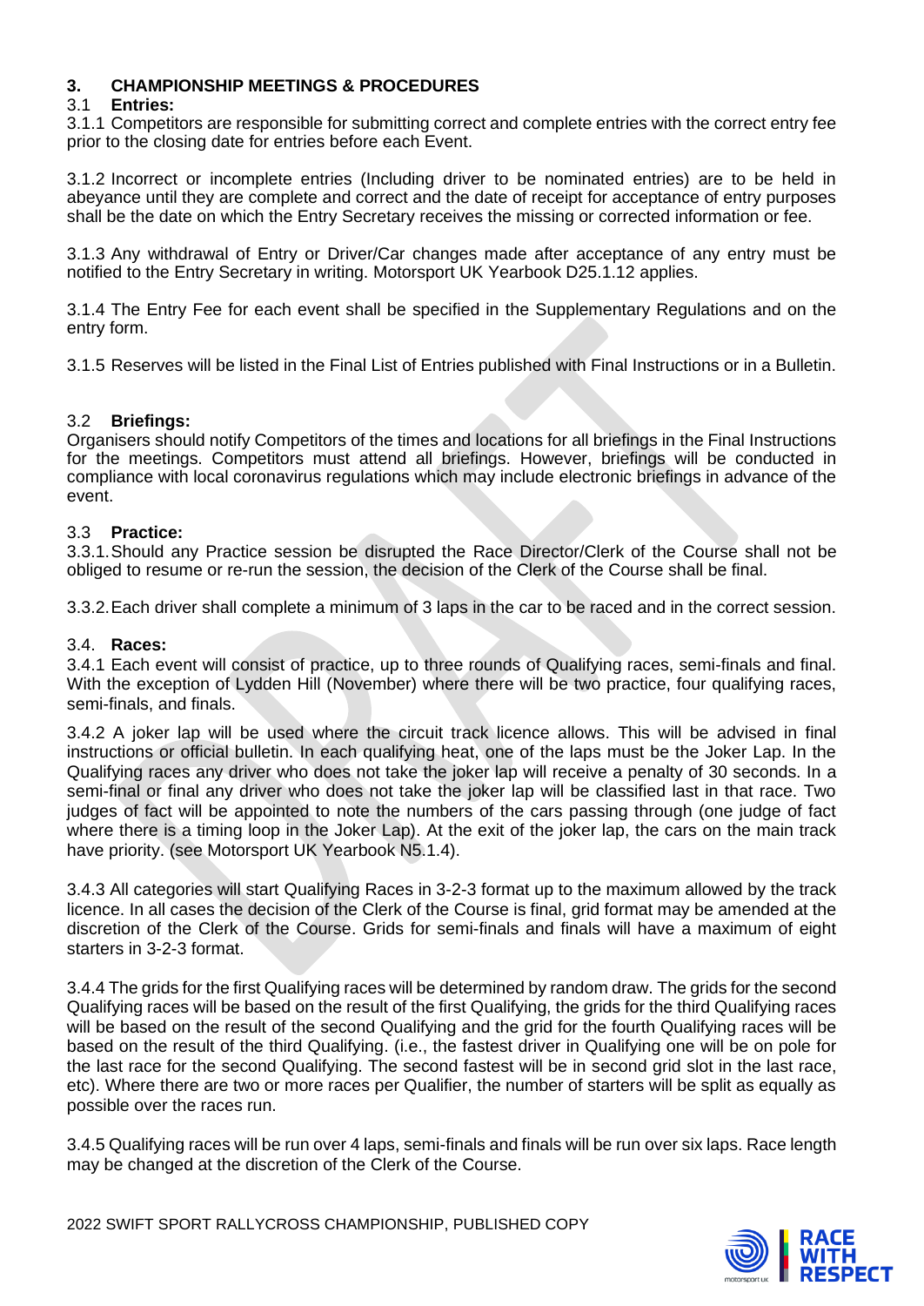## 3. CHAMPIONSHIP MEETINGS & PROCEDURES

### 3.1 Entries:

3.1.1 Competitors are responsible for submitting correct and complete entries with the correct entry fee prior to the closing date for entries before each Event.

3.1.2 Incorrect or incomplete entries (Including driver to be nominated entries) are to be held in abeyance until they are complete and correct and the date of receipt for acceptance of entry purposes shall be the date on which the Entry Secretary receives the missing or corrected information or fee.

3.1.3 Any withdrawal of Entry or Driver/Car changes made after acceptance of any entry must be notified to the Entry Secretary in writing. Motorsport UK Yearbook D25.1.12 applies.

3.1.4 The Entry Fee for each event shall be specified in the Supplementary Regulations and on the entry form.

3.1.5 Reserves will be listed in the Final List of Entries published with Final Instructions or in a Bulletin.

### 3.2 Briefings:

Organisers should notify Competitors of the times and locations for all briefings in the Final Instructions for the meetings. Competitors must attend all briefings. However, briefings will be conducted in compliance with local coronavirus regulations which may include electronic briefings in advance of the event.

### 3.3 Practice:

3.3.1. Should any Practice session be disrupted the Race Director/Clerk of the Course shall not be obliged to resume or re-run the session, the decision of the Clerk of the Course shall be final.

3.3.2. Each driver shall complete a minimum of 3 laps in the car to be raced and in the correct session.

### 3.4. Races:

3.4.1 Each event will consist of practice, up to three rounds of Qualifying races, semi-finals and final. With the exception of Lydden Hill (November) where there will be two practice, four qualifying races, semi-finals, and finals.

3.4.2 A joker lap will be used where the circuit track licence allows. This will be advised in final instructions or official bulletin. In each qualifying heat, one of the laps must be the Joker Lap. In the Qualifying races any driver who does not take the joker lap will receive a penalty of 30 seconds. In a semi-final or final any driver who does not take the joker lap will be classified last in that race. Two judges of fact will be appointed to note the numbers of the cars passing through (one judge of fact where there is a timing loop in the Joker Lap). At the exit of the joker lap, the cars on the main track have priority. (see Motorsport UK Yearbook N5.1.4).

3.4.3 All categories will start Qualifying Races in 3-2-3 format up to the maximum allowed by the track licence. In all cases the decision of the Clerk of the Course is final, grid format may be amended at the discretion of the Clerk of the Course. Grids for semi-finals and finals will have a maximum of eight starters in 3-2-3 format.

3.4.4 The grids for the first Qualifying races will be determined by random draw. The grids for the second Qualifying races will be based on the result of the first Qualifying, the grids for the third Qualifying races will be based on the result of the second Qualifying and the grid for the fourth Qualifying races will be based on the result of the third Qualifying. (i.e., the fastest driver in Qualifying one will be on pole for the last race for the second Qualifying. The second fastest will be in second grid slot in the last race, etc). Where there are two or more races per Qualifier, the number of starters will be split as equally as possible over the races run.

3.4.5 Qualifying races will be run over 4 laps, semi-finals and finals will be run over six laps. Race length may be changed at the discretion of the Clerk of the Course.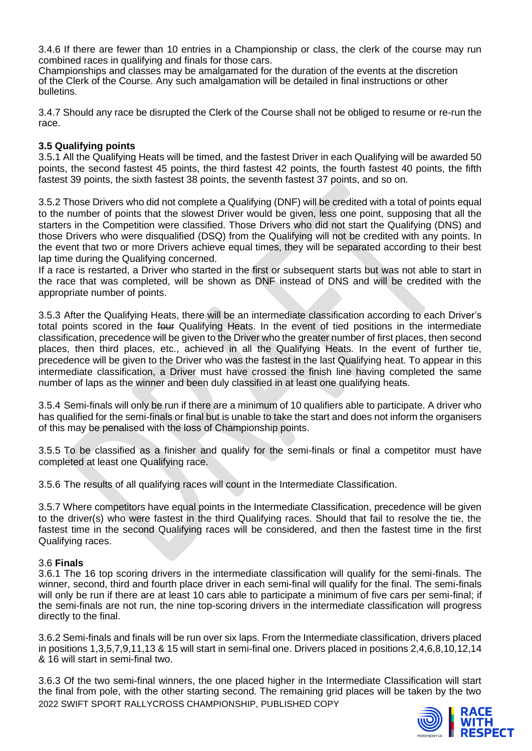3.4.6 If there are fewer than 10 entries in a Championship or class, the clerk of the course may run combined races in qualifying and finals for those cars.
Championships and classes may be amalgamated for the duration of the events at the discretion of the Clerk of the Course. Any such amalgamation will be detailed in final instructions or other bulletins.

3.4.7 Should any race be disrupted the Clerk of the Course shall not be obliged to resume or re-run the race.

**3.5 Qualifying points**
3.5.1 All the Qualifying Heats will be timed, and the fastest Driver in each Qualifying will be awarded 50 points, the second fastest 45 points, the third fastest 42 points, the fourth fastest 40 points, the fifth fastest 39 points, the sixth fastest 38 points, the seventh fastest 37 points, and so on.

3.5.2 Those Drivers who did not complete a Qualifying (DNF) will be credited with a total of points equal to the number of points that the slowest Driver would be given, less one point, supposing that all the starters in the Competition were classified. Those Drivers who did not start the Qualifying (DNS) and those Drivers who were disqualified (DSQ) from the Qualifying will not be credited with any points. In the event that two or more Drivers achieve equal times, they will be separated according to their best lap time during the Qualifying concerned.
If a race is restarted, a Driver who started in the first or subsequent starts but was not able to start in the race that was completed, will be shown as DNF instead of DNS and will be credited with the appropriate number of points.

3.5.3 After the Qualifying Heats, there will be an intermediate classification according to each Driver's total points scored in the ~~four~~ Qualifying Heats. In the event of tied positions in the intermediate classification, precedence will be given to the Driver who the greater number of first places, then second places, then third places, etc., achieved in all the Qualifying Heats. In the event of further tie, precedence will be given to the Driver who was the fastest in the last Qualifying heat. To appear in this intermediate classification, a Driver must have crossed the finish line having completed the same number of laps as the winner and been duly classified in at least one qualifying heat~~s~~.

3.5.4 Semi-finals will only be run if there are a minimum of 10 qualifiers able to participate. A driver who has qualified for the semi-finals or final but is unable to take the start and does not inform the organisers of this may be penalised with the loss of Championship points.

3.5.5 To be classified as a finisher and qualify for the semi-finals or final a competitor must have completed at least one Qualifying race.

3.5.6 The results of all qualifying races will count in the Intermediate Classification.

3.5.7 Where competitors have equal points in the Intermediate Classification, precedence will be given to the driver(s) who were fastest in the third Qualifying races. Should that fail to resolve the tie, the fastest time in the second Qualifying races will be considered, and then the fastest time in the first Qualifying races.

3.6 **Finals**
3.6.1 The 16 top scoring drivers in the intermediate classification will qualify for the semi-finals. The winner, second, third and fourth place driver in each semi-final will qualify for the final. The semi-finals will only be run if there are at least 10 cars able to participate a minimum of five cars per semi-final; if the semi-finals are not run, the nine top-scoring drivers in the intermediate classification will progress directly to the final.

3.6.2 Semi-finals and finals will be run over six laps. From the Intermediate classification, drivers placed in positions 1,3,5,7,9,11,13 & 15 will start in semi-final one. Drivers placed in positions 2,4,6,8,10,12,14 & 16 will start in semi-final two.

3.6.3 Of the two semi-final winners, the one placed higher in the Intermediate Classification will start the final from pole, with the other starting second. The remaining grid places will be taken by the two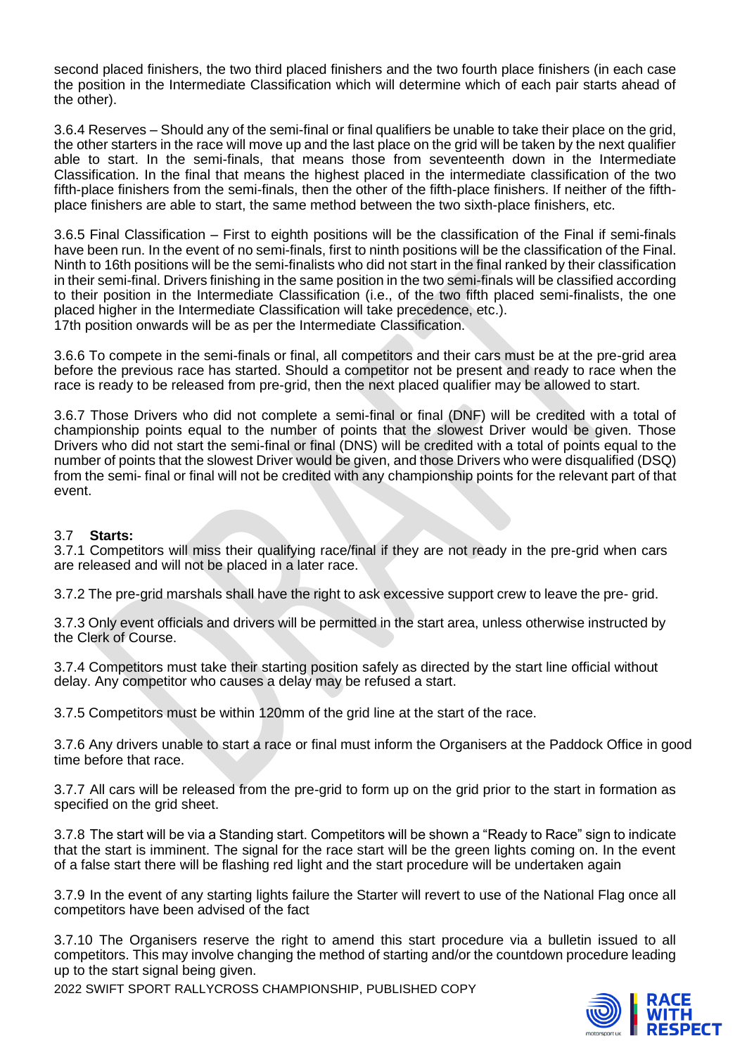second placed finishers, the two third placed finishers and the two fourth place finishers (in each case the position in the Intermediate Classification which will determine which of each pair starts ahead of the other).

3.6.4 Reserves – Should any of the semi-final or final qualifiers be unable to take their place on the grid, the other starters in the race will move up and the last place on the grid will be taken by the next qualifier able to start. In the semi-finals, that means those from seventeenth down in the Intermediate Classification. In the final that means the highest placed in the intermediate classification of the two fifth-place finishers from the semi-finals, then the other of the fifth-place finishers. If neither of the fifth-place finishers are able to start, the same method between the two sixth-place finishers, etc.

3.6.5 Final Classification – First to eighth positions will be the classification of the Final if semi-finals have been run. In the event of no semi-finals, first to ninth positions will be the classification of the Final. Ninth to 16th positions will be the semi-finalists who did not start in the final ranked by their classification in their semi-final. Drivers finishing in the same position in the two semi-finals will be classified according to their position in the Intermediate Classification (i.e., of the two fifth placed semi-finalists, the one placed higher in the Intermediate Classification will take precedence, etc.).
17th position onwards will be as per the Intermediate Classification.

3.6.6 To compete in the semi-finals or final, all competitors and their cars must be at the pre-grid area before the previous race has started. Should a competitor not be present and ready to race when the race is ready to be released from pre-grid, then the next placed qualifier may be allowed to start.

3.6.7 Those Drivers who did not complete a semi-final or final (DNF) will be credited with a total of championship points equal to the number of points that the slowest Driver would be given. Those Drivers who did not start the semi-final or final (DNS) will be credited with a total of points equal to the number of points that the slowest Driver would be given, and those Drivers who were disqualified (DSQ) from the semi- final or final will not be credited with any championship points for the relevant part of that event.

### 3.7 **Starts:**

3.7.1 Competitors will miss their qualifying race/final if they are not ready in the pre-grid when cars are released and will not be placed in a later race.

3.7.2 The pre-grid marshals shall have the right to ask excessive support crew to leave the pre- grid.

3.7.3 Only event officials and drivers will be permitted in the start area, unless otherwise instructed by the Clerk of Course.

3.7.4 Competitors must take their starting position safely as directed by the start line official without delay. Any competitor who causes a delay may be refused a start.

3.7.5 Competitors must be within 120mm of the grid line at the start of the race.

3.7.6 Any drivers unable to start a race or final must inform the Organisers at the Paddock Office in good time before that race.

3.7.7 All cars will be released from the pre-grid to form up on the grid prior to the start in formation as specified on the grid sheet.

3.7.8 The start will be via a Standing start. Competitors will be shown a "Ready to Race" sign to indicate that the start is imminent. The signal for the race start will be the green lights coming on. In the event of a false start there will be flashing red light and the start procedure will be undertaken again

3.7.9 In the event of any starting lights failure the Starter will revert to use of the National Flag once all competitors have been advised of the fact

3.7.10 The Organisers reserve the right to amend this start procedure via a bulletin issued to all competitors. This may involve changing the method of starting and/or the countdown procedure leading up to the start signal being given.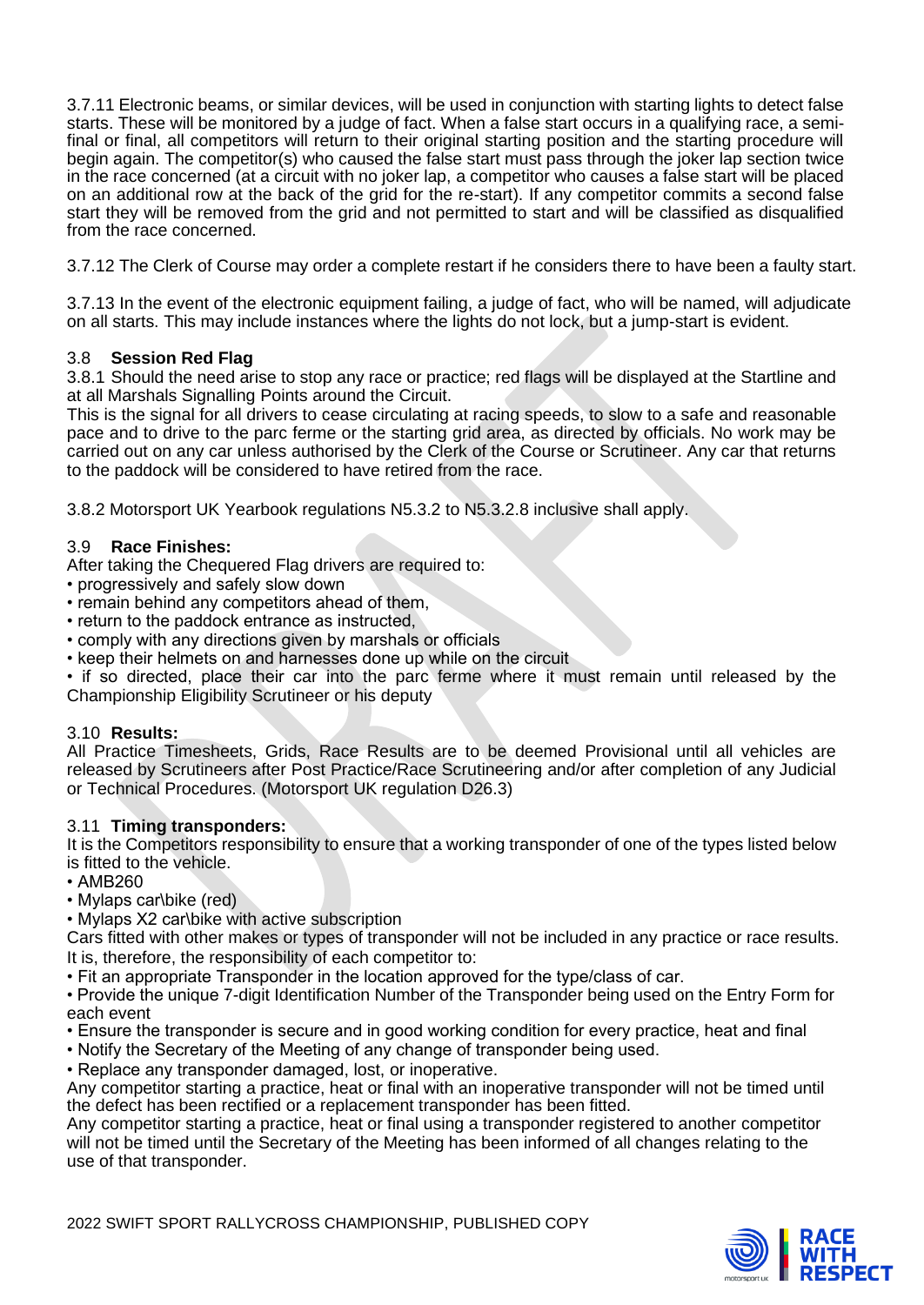3.7.11 Electronic beams, or similar devices, will be used in conjunction with starting lights to detect false starts. These will be monitored by a judge of fact. When a false start occurs in a qualifying race, a semi-final or final, all competitors will return to their original starting position and the starting procedure will begin again. The competitor(s) who caused the false start must pass through the joker lap section twice in the race concerned (at a circuit with no joker lap, a competitor who causes a false start will be placed on an additional row at the back of the grid for the re-start). If any competitor commits a second false start they will be removed from the grid and not permitted to start and will be classified as disqualified from the race concerned.

3.7.12 The Clerk of Course may order a complete restart if he considers there to have been a faulty start.

3.7.13 In the event of the electronic equipment failing, a judge of fact, who will be named, will adjudicate on all starts. This may include instances where the lights do not lock, but a jump-start is evident.

### 3.8 Session Red Flag

3.8.1 Should the need arise to stop any race or practice; red flags will be displayed at the Startline and at all Marshals Signalling Points around the Circuit.
This is the signal for all drivers to cease circulating at racing speeds, to slow to a safe and reasonable pace and to drive to the parc ferme or the starting grid area, as directed by officials. No work may be carried out on any car unless authorised by the Clerk of the Course or Scrutineer. Any car that returns to the paddock will be considered to have retired from the race.

3.8.2 Motorsport UK Yearbook regulations N5.3.2 to N5.3.2.8 inclusive shall apply.

### 3.9 Race Finishes:

After taking the Chequered Flag drivers are required to:

- progressively and safely slow down
- remain behind any competitors ahead of them,
- return to the paddock entrance as instructed,
- comply with any directions given by marshals or officials
- keep their helmets on and harnesses done up while on the circuit
- if so directed, place their car into the parc ferme where it must remain until released by the Championship Eligibility Scrutineer or his deputy

### 3.10 Results:

All Practice Timesheets, Grids, Race Results are to be deemed Provisional until all vehicles are released by Scrutineers after Post Practice/Race Scrutineering and/or after completion of any Judicial or Technical Procedures. (Motorsport UK regulation D26.3)

### 3.11 Timing transponders:

It is the Competitors responsibility to ensure that a working transponder of one of the types listed below is fitted to the vehicle.

- AMB260
- Mylaps car\bike (red)
- Mylaps X2 car\bike with active subscription

Cars fitted with other makes or types of transponder will not be included in any practice or race results.
It is, therefore, the responsibility of each competitor to:

- Fit an appropriate Transponder in the location approved for the type/class of car.
- Provide the unique 7-digit Identification Number of the Transponder being used on the Entry Form for each event
- Ensure the transponder is secure and in good working condition for every practice, heat and final
- Notify the Secretary of the Meeting of any change of transponder being used.
- Replace any transponder damaged, lost, or inoperative.

Any competitor starting a practice, heat or final with an inoperative transponder will not be timed until the defect has been rectified or a replacement transponder has been fitted.
Any competitor starting a practice, heat or final using a transponder registered to another competitor will not be timed until the Secretary of the Meeting has been informed of all changes relating to the use of that transponder.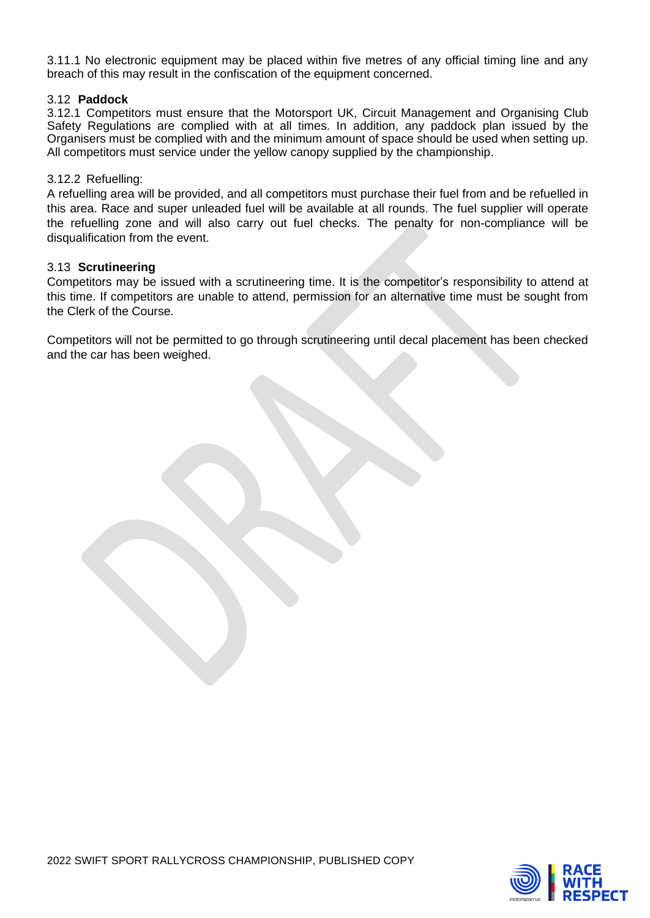3.11.1 No electronic equipment may be placed within five metres of any official timing line and any breach of this may result in the confiscation of the equipment concerned.

3.12 **Paddock**

3.12.1 Competitors must ensure that the Motorsport UK, Circuit Management and Organising Club Safety Regulations are complied with at all times. In addition, any paddock plan issued by the Organisers must be complied with and the minimum amount of space should be used when setting up. All competitors must service under the yellow canopy supplied by the championship.

3.12.2 Refuelling:

A refuelling area will be provided, and all competitors must purchase their fuel from and be refuelled in this area. Race and super unleaded fuel will be available at all rounds. The fuel supplier will operate the refuelling zone and will also carry out fuel checks. The penalty for non-compliance will be disqualification from the event.

3.13 **Scrutineering**

Competitors may be issued with a scrutineering time. It is the competitor's responsibility to attend at this time. If competitors are unable to attend, permission for an alternative time must be sought from the Clerk of the Course.

Competitors will not be permitted to go through scrutineering until decal placement has been checked and the car has been weighed.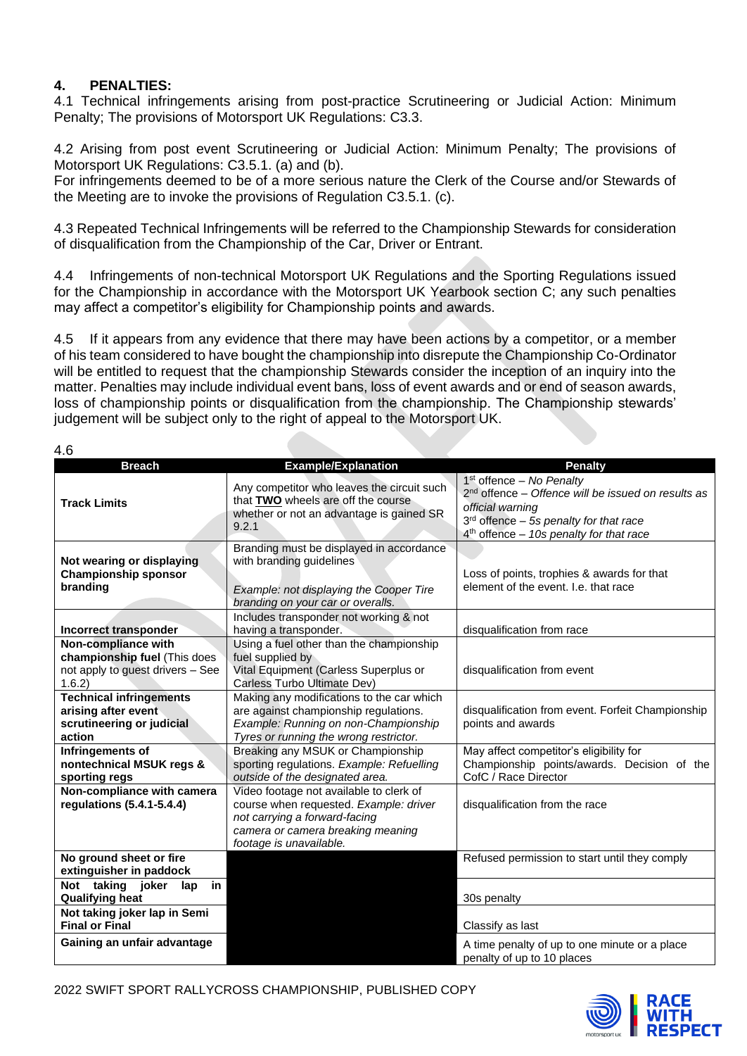## 4. PENALTIES:

4.1 Technical infringements arising from post-practice Scrutineering or Judicial Action: Minimum Penalty; The provisions of Motorsport UK Regulations: C3.3.

4.2 Arising from post event Scrutineering or Judicial Action: Minimum Penalty; The provisions of Motorsport UK Regulations: C3.5.1. (a) and (b).
For infringements deemed to be of a more serious nature the Clerk of the Course and/or Stewards of the Meeting are to invoke the provisions of Regulation C3.5.1. (c).

4.3 Repeated Technical Infringements will be referred to the Championship Stewards for consideration of disqualification from the Championship of the Car, Driver or Entrant.

4.4 Infringements of non-technical Motorsport UK Regulations and the Sporting Regulations issued for the Championship in accordance with the Motorsport UK Yearbook section C; any such penalties may affect a competitor's eligibility for Championship points and awards.

4.5 If it appears from any evidence that there may have been actions by a competitor, or a member of his team considered to have bought the championship into disrepute the Championship Co-Ordinator will be entitled to request that the championship Stewards consider the inception of an inquiry into the matter. Penalties may include individual event bans, loss of event awards and or end of season awards, loss of championship points or disqualification from the championship. The Championship stewards' judgement will be subject only to the right of appeal to the Motorsport UK.

4.6

| Breach | Example/Explanation | Penalty |
|---|---|---|
| **Track Limits** | Any competitor who leaves the circuit such that **TWO** wheels are off the course whether or not an advantage is gained SR 9.2.1 | 1st offence – *No Penalty*<br>2nd offence – *Offence will be issued on results as official warning*<br>3rd offence – *5s penalty for that race*<br>4th offence – *10s penalty for that race* |
| **Not wearing or displaying Championship sponsor branding** | Branding must be displayed in accordance with branding guidelines<br><br>*Example: not displaying the Cooper Tire branding on your car or overalls.* | Loss of points, trophies & awards for that element of the event. I.e. that race |
| **Incorrect transponder** | Includes transponder not working & not having a transponder. | disqualification from race |
| **Non-compliance with championship fuel** (This does not apply to guest drivers – See 1.6.2) | Using a fuel other than the championship fuel supplied by Vital Equipment (Carless Superplus or Carless Turbo Ultimate Dev) | disqualification from event |
| **Technical infringements arising after event scrutineering or judicial action** | Making any modifications to the car which are against championship regulations. *Example: Running on non-Championship Tyres or running the wrong restrictor.* | disqualification from event. Forfeit Championship points and awards |
| **Infringements of nontechnical MSUK regs & sporting regs** | Breaking any MSUK or Championship sporting regulations. *Example: Refuelling outside of the designated area.* | May affect competitor's eligibility for Championship points/awards. Decision of the CofC / Race Director |
| **Non-compliance with camera regulations (5.4.1-5.4.4)** | Video footage not available to clerk of course when requested. *Example: driver not carrying a forward-facing camera or camera breaking meaning footage is unavailable.* | disqualification from the race |
| **No ground sheet or fire extinguisher in paddock** | | Refused permission to start until they comply |
| **Not taking joker lap in Qualifying heat** | | 30s penalty |
| **Not taking joker lap in Semi Final or Final** | | Classify as last |
| **Gaining an unfair advantage** | | A time penalty of up to one minute or a place penalty of up to 10 places |

2022 SWIFT SPORT RALLYCROSS CHAMPIONSHIP, PUBLISHED COPY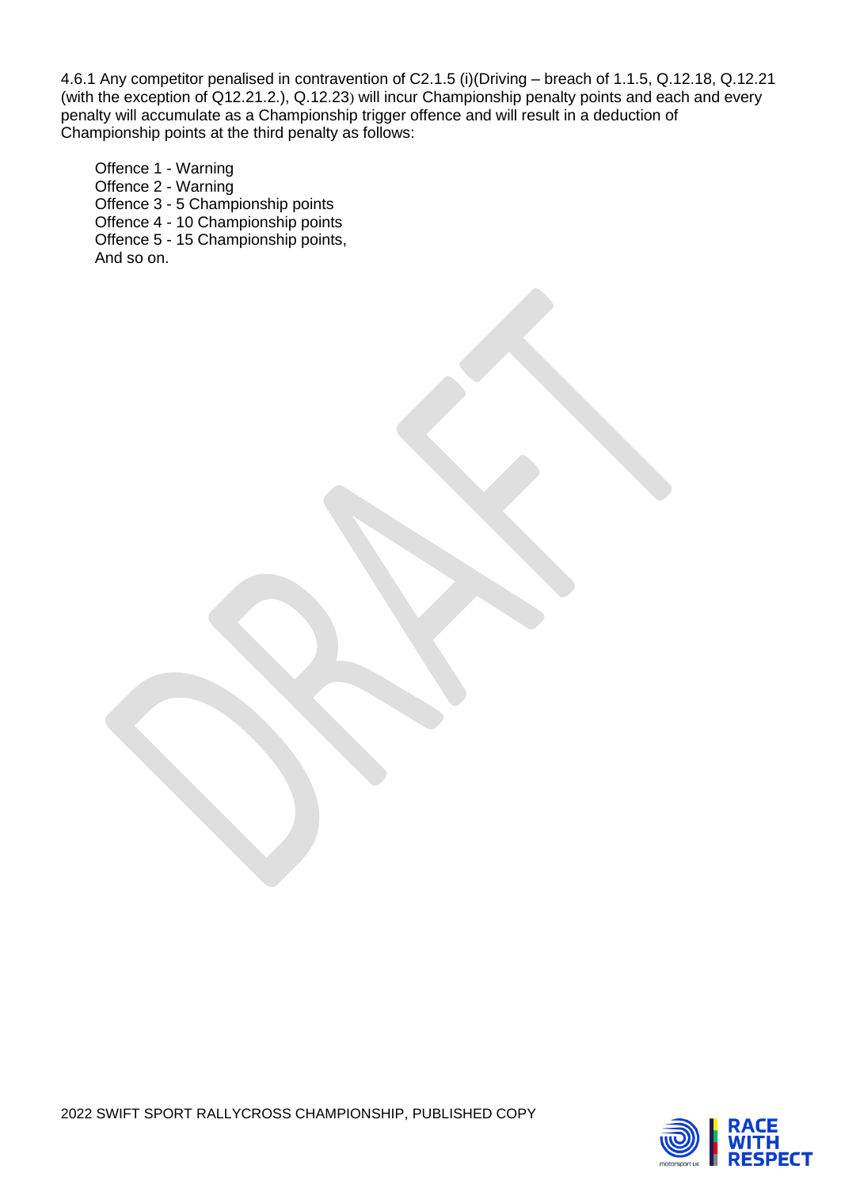4.6.1 Any competitor penalised in contravention of C2.1.5 (i)(Driving – breach of 1.1.5, Q.12.18, Q.12.21 (with the exception of Q12.21.2.), Q.12.23) will incur Championship penalty points and each and every penalty will accumulate as a Championship trigger offence and will result in a deduction of Championship points at the third penalty as follows:

Offence 1 - Warning
Offence 2 - Warning
Offence 3 - 5 Championship points
Offence 4 - 10 Championship points
Offence 5 - 15 Championship points,
And so on.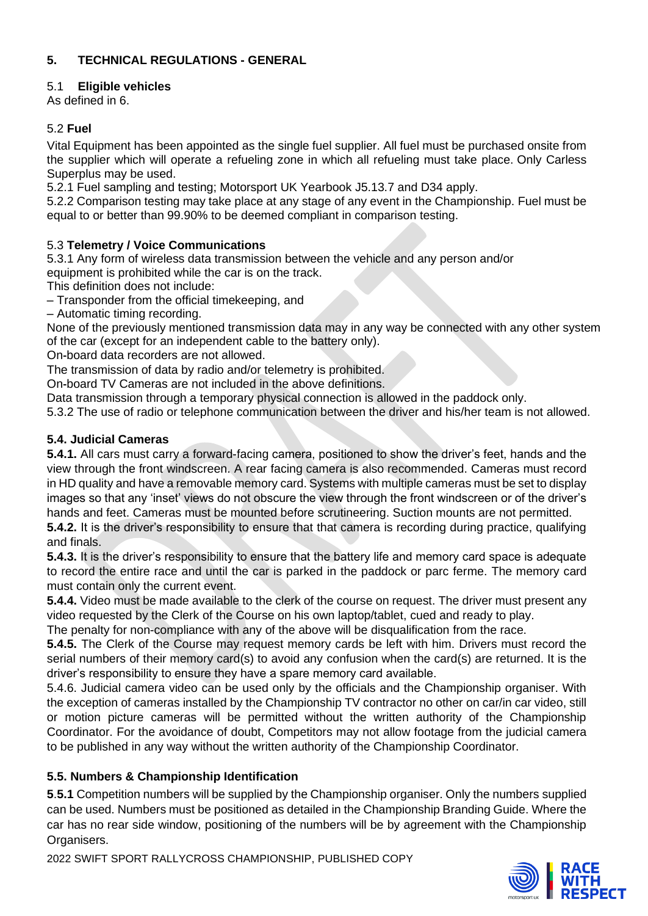## 5. TECHNICAL REGULATIONS - GENERAL

### 5.1 Eligible vehicles

As defined in 6.

### 5.2 Fuel

Vital Equipment has been appointed as the single fuel supplier. All fuel must be purchased onsite from the supplier which will operate a refueling zone in which all refueling must take place. Only Carless Superplus may be used.

5.2.1 Fuel sampling and testing; Motorsport UK Yearbook J5.13.7 and D34 apply.

5.2.2 Comparison testing may take place at any stage of any event in the Championship. Fuel must be equal to or better than 99.90% to be deemed compliant in comparison testing.

### 5.3 Telemetry / Voice Communications

5.3.1 Any form of wireless data transmission between the vehicle and any person and/or equipment is prohibited while the car is on the track.

This definition does not include:

– Transponder from the official timekeeping, and

– Automatic timing recording.

None of the previously mentioned transmission data may in any way be connected with any other system of the car (except for an independent cable to the battery only).

On-board data recorders are not allowed.

The transmission of data by radio and/or telemetry is prohibited.

On-board TV Cameras are not included in the above definitions.

Data transmission through a temporary physical connection is allowed in the paddock only.

5.3.2 The use of radio or telephone communication between the driver and his/her team is not allowed.

### 5.4. Judicial Cameras

**5.4.1.** All cars must carry a forward-facing camera, positioned to show the driver's feet, hands and the view through the front windscreen. A rear facing camera is also recommended. Cameras must record in HD quality and have a removable memory card. Systems with multiple cameras must be set to display images so that any 'inset' views do not obscure the view through the front windscreen or of the driver's hands and feet. Cameras must be mounted before scrutineering. Suction mounts are not permitted.

**5.4.2.** It is the driver's responsibility to ensure that that camera is recording during practice, qualifying and finals.

**5.4.3.** It is the driver's responsibility to ensure that the battery life and memory card space is adequate to record the entire race and until the car is parked in the paddock or parc ferme. The memory card must contain only the current event.

**5.4.4.** Video must be made available to the clerk of the course on request. The driver must present any video requested by the Clerk of the Course on his own laptop/tablet, cued and ready to play.

The penalty for non-compliance with any of the above will be disqualification from the race.

**5.4.5.** The Clerk of the Course may request memory cards be left with him. Drivers must record the serial numbers of their memory card(s) to avoid any confusion when the card(s) are returned. It is the driver's responsibility to ensure they have a spare memory card available.

5.4.6. Judicial camera video can be used only by the officials and the Championship organiser. With the exception of cameras installed by the Championship TV contractor no other on car/in car video, still or motion picture cameras will be permitted without the written authority of the Championship Coordinator. For the avoidance of doubt, Competitors may not allow footage from the judicial camera to be published in any way without the written authority of the Championship Coordinator.

### 5.5. Numbers & Championship Identification

**5.5.1** Competition numbers will be supplied by the Championship organiser. Only the numbers supplied can be used. Numbers must be positioned as detailed in the Championship Branding Guide. Where the car has no rear side window, positioning of the numbers will be by agreement with the Championship Organisers.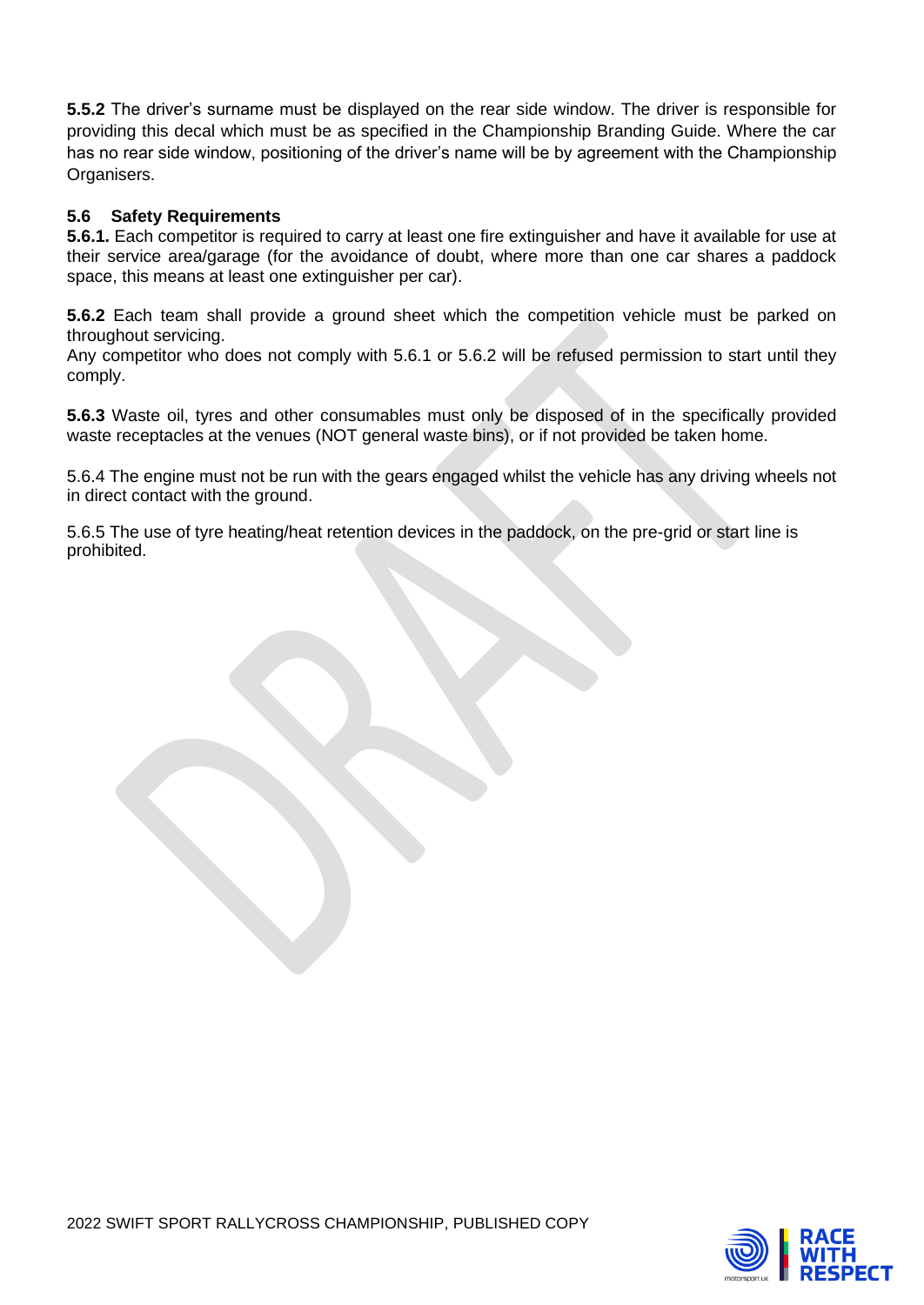**5.5.2** The driver's surname must be displayed on the rear side window. The driver is responsible for providing this decal which must be as specified in the Championship Branding Guide. Where the car has no rear side window, positioning of the driver's name will be by agreement with the Championship Organisers.

### 5.6 Safety Requirements

**5.6.1.** Each competitor is required to carry at least one fire extinguisher and have it available for use at their service area/garage (for the avoidance of doubt, where more than one car shares a paddock space, this means at least one extinguisher per car).

**5.6.2** Each team shall provide a ground sheet which the competition vehicle must be parked on throughout servicing.
Any competitor who does not comply with 5.6.1 or 5.6.2 will be refused permission to start until they comply.

**5.6.3** Waste oil, tyres and other consumables must only be disposed of in the specifically provided waste receptacles at the venues (NOT general waste bins), or if not provided be taken home.

5.6.4 The engine must not be run with the gears engaged whilst the vehicle has any driving wheels not in direct contact with the ground.

5.6.5 The use of tyre heating/heat retention devices in the paddock, on the pre-grid or start line is prohibited.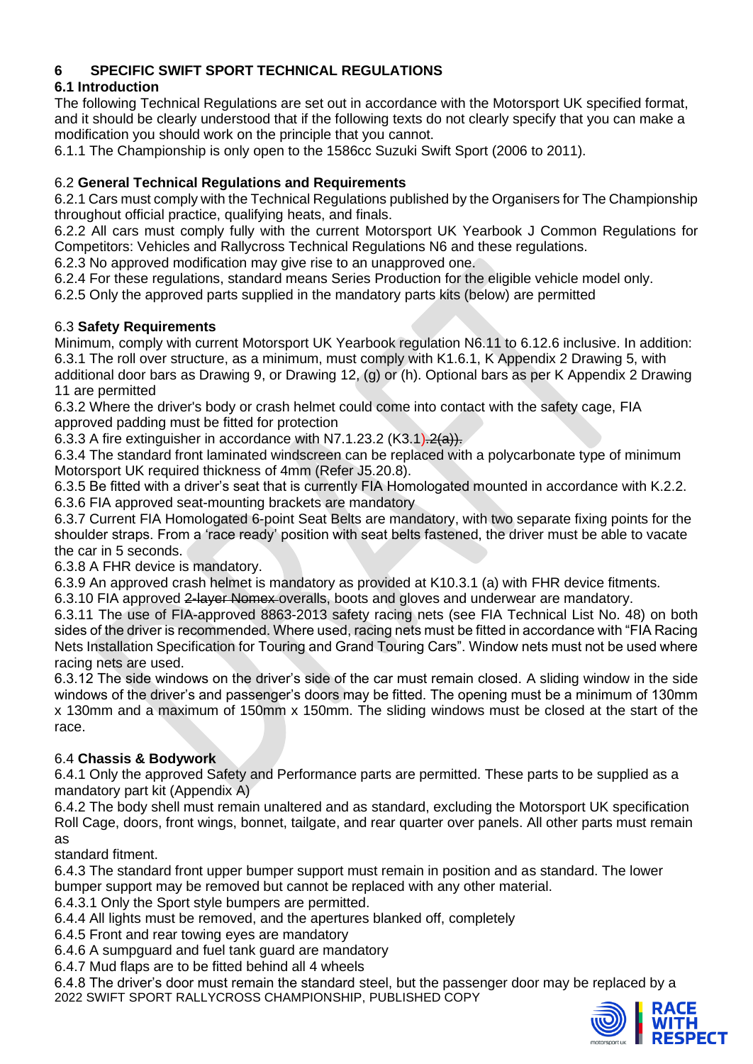## 6 SPECIFIC SWIFT SPORT TECHNICAL REGULATIONS

### 6.1 Introduction

The following Technical Regulations are set out in accordance with the Motorsport UK specified format, and it should be clearly understood that if the following texts do not clearly specify that you can make a modification you should work on the principle that you cannot.

6.1.1 The Championship is only open to the 1586cc Suzuki Swift Sport (2006 to 2011).

### 6.2 General Technical Regulations and Requirements

6.2.1 Cars must comply with the Technical Regulations published by the Organisers for The Championship throughout official practice, qualifying heats, and finals.

6.2.2 All cars must comply fully with the current Motorsport UK Yearbook J Common Regulations for Competitors: Vehicles and Rallycross Technical Regulations N6 and these regulations.

6.2.3 No approved modification may give rise to an unapproved one.

6.2.4 For these regulations, standard means Series Production for the eligible vehicle model only.

6.2.5 Only the approved parts supplied in the mandatory parts kits (below) are permitted

### 6.3 Safety Requirements

Minimum, comply with current Motorsport UK Yearbook regulation N6.11 to 6.12.6 inclusive. In addition:

6.3.1 The roll over structure, as a minimum, must comply with K1.6.1, K Appendix 2 Drawing 5, with additional door bars as Drawing 9, or Drawing 12, (g) or (h). Optional bars as per K Appendix 2 Drawing 11 are permitted

6.3.2 Where the driver's body or crash helmet could come into contact with the safety cage, FIA approved padding must be fitted for protection

6.3.3 A fire extinguisher in accordance with N7.1.23.2 (K3.1)~~.2(a))~~.

6.3.4 The standard front laminated windscreen can be replaced with a polycarbonate type of minimum Motorsport UK required thickness of 4mm (Refer J5.20.8).

6.3.5 Be fitted with a driver's seat that is currently FIA Homologated mounted in accordance with K.2.2.

6.3.6 FIA approved seat-mounting brackets are mandatory

6.3.7 Current FIA Homologated 6-point Seat Belts are mandatory, with two separate fixing points for the shoulder straps. From a 'race ready' position with seat belts fastened, the driver must be able to vacate the car in 5 seconds.

6.3.8 A FHR device is mandatory.

6.3.9 An approved crash helmet is mandatory as provided at K10.3.1 (a) with FHR device fitments.

6.3.10 FIA approved ~~2-layer Nomex~~ overalls, boots and gloves and underwear are mandatory.

6.3.11 The use of FIA-approved 8863-2013 safety racing nets (see FIA Technical List No. 48) on both sides of the driver is recommended. Where used, racing nets must be fitted in accordance with "FIA Racing Nets Installation Specification for Touring and Grand Touring Cars". Window nets must not be used where racing nets are used.

6.3.12 The side windows on the driver's side of the car must remain closed. A sliding window in the side windows of the driver's and passenger's doors may be fitted. The opening must be a minimum of 130mm x 130mm and a maximum of 150mm x 150mm. The sliding windows must be closed at the start of the race.

### 6.4 Chassis & Bodywork

6.4.1 Only the approved Safety and Performance parts are permitted. These parts to be supplied as a mandatory part kit (Appendix A)

6.4.2 The body shell must remain unaltered and as standard, excluding the Motorsport UK specification Roll Cage, doors, front wings, bonnet, tailgate, and rear quarter over panels. All other parts must remain as standard fitment.

6.4.3 The standard front upper bumper support must remain in position and as standard. The lower bumper support may be removed but cannot be replaced with any other material.

6.4.3.1 Only the Sport style bumpers are permitted.

6.4.4 All lights must be removed, and the apertures blanked off, completely

6.4.5 Front and rear towing eyes are mandatory

6.4.6 A sumpguard and fuel tank guard are mandatory

6.4.7 Mud flaps are to be fitted behind all 4 wheels

6.4.8 The driver's door must remain the standard steel, but the passenger door may be replaced by a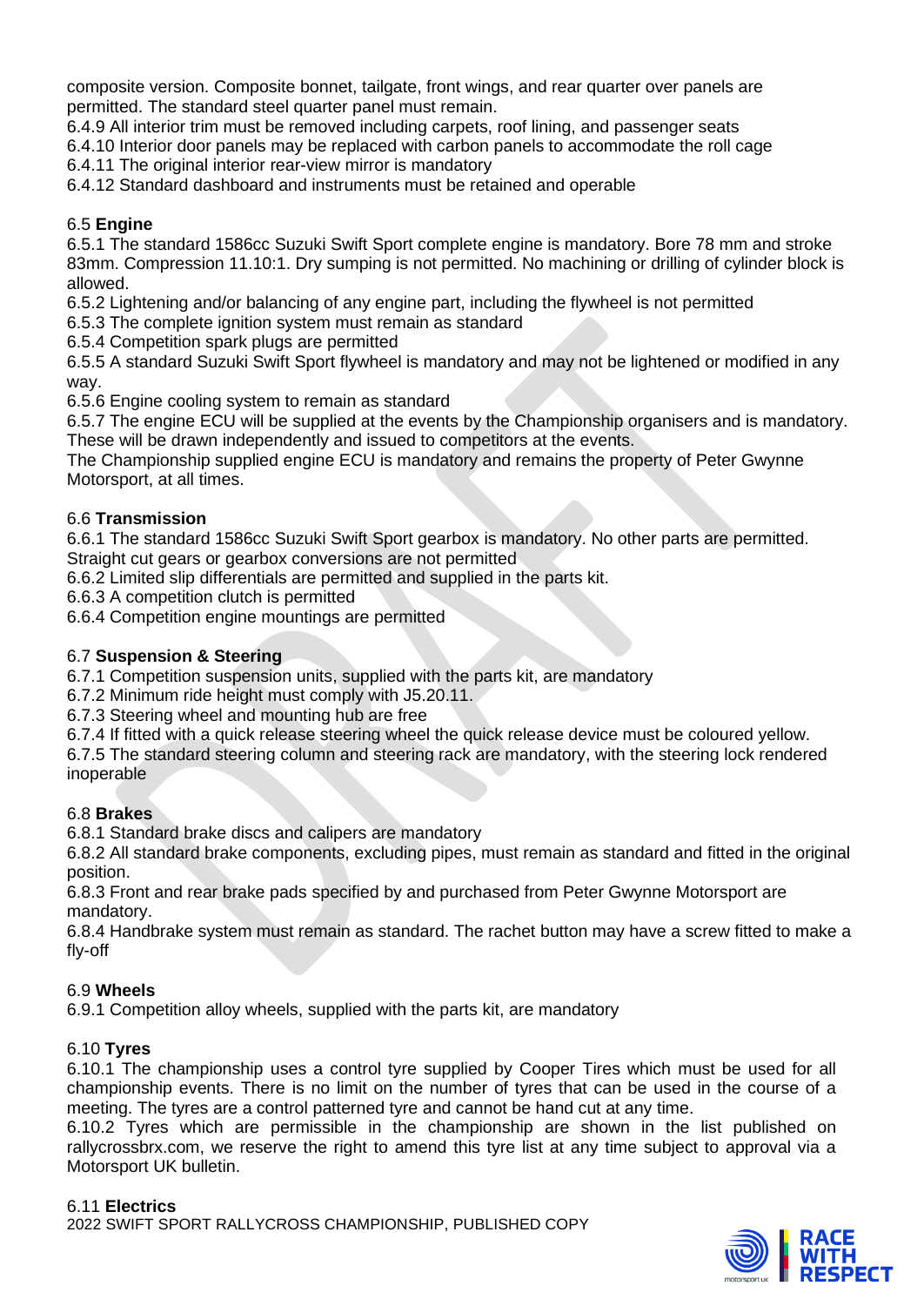composite version. Composite bonnet, tailgate, front wings, and rear quarter over panels are permitted. The standard steel quarter panel must remain.

6.4.9 All interior trim must be removed including carpets, roof lining, and passenger seats

6.4.10 Interior door panels may be replaced with carbon panels to accommodate the roll cage

6.4.11 The original interior rear-view mirror is mandatory

6.4.12 Standard dashboard and instruments must be retained and operable

### 6.5 **Engine**

6.5.1 The standard 1586cc Suzuki Swift Sport complete engine is mandatory. Bore 78 mm and stroke 83mm. Compression 11.10:1. Dry sumping is not permitted. No machining or drilling of cylinder block is allowed.

6.5.2 Lightening and/or balancing of any engine part, including the flywheel is not permitted

6.5.3 The complete ignition system must remain as standard

6.5.4 Competition spark plugs are permitted

6.5.5 A standard Suzuki Swift Sport flywheel is mandatory and may not be lightened or modified in any way.

6.5.6 Engine cooling system to remain as standard

6.5.7 The engine ECU will be supplied at the events by the Championship organisers and is mandatory. These will be drawn independently and issued to competitors at the events.

The Championship supplied engine ECU is mandatory and remains the property of Peter Gwynne Motorsport, at all times.

### 6.6 **Transmission**

6.6.1 The standard 1586cc Suzuki Swift Sport gearbox is mandatory. No other parts are permitted. Straight cut gears or gearbox conversions are not permitted

6.6.2 Limited slip differentials are permitted and supplied in the parts kit.

6.6.3 A competition clutch is permitted

6.6.4 Competition engine mountings are permitted

### 6.7 **Suspension & Steering**

6.7.1 Competition suspension units, supplied with the parts kit, are mandatory

6.7.2 Minimum ride height must comply with J5.20.11.

6.7.3 Steering wheel and mounting hub are free

6.7.4 If fitted with a quick release steering wheel the quick release device must be coloured yellow.

6.7.5 The standard steering column and steering rack are mandatory, with the steering lock rendered inoperable

### 6.8 **Brakes**

6.8.1 Standard brake discs and calipers are mandatory

6.8.2 All standard brake components, excluding pipes, must remain as standard and fitted in the original position.

6.8.3 Front and rear brake pads specified by and purchased from Peter Gwynne Motorsport are mandatory.

6.8.4 Handbrake system must remain as standard. The rachet button may have a screw fitted to make a fly-off

### 6.9 **Wheels**

6.9.1 Competition alloy wheels, supplied with the parts kit, are mandatory

### 6.10 **Tyres**

6.10.1 The championship uses a control tyre supplied by Cooper Tires which must be used for all championship events. There is no limit on the number of tyres that can be used in the course of a meeting. The tyres are a control patterned tyre and cannot be hand cut at any time.

6.10.2 Tyres which are permissible in the championship are shown in the list published on rallycrossbrx.com, we reserve the right to amend this tyre list at any time subject to approval via a Motorsport UK bulletin.

### 6.11 **Electrics**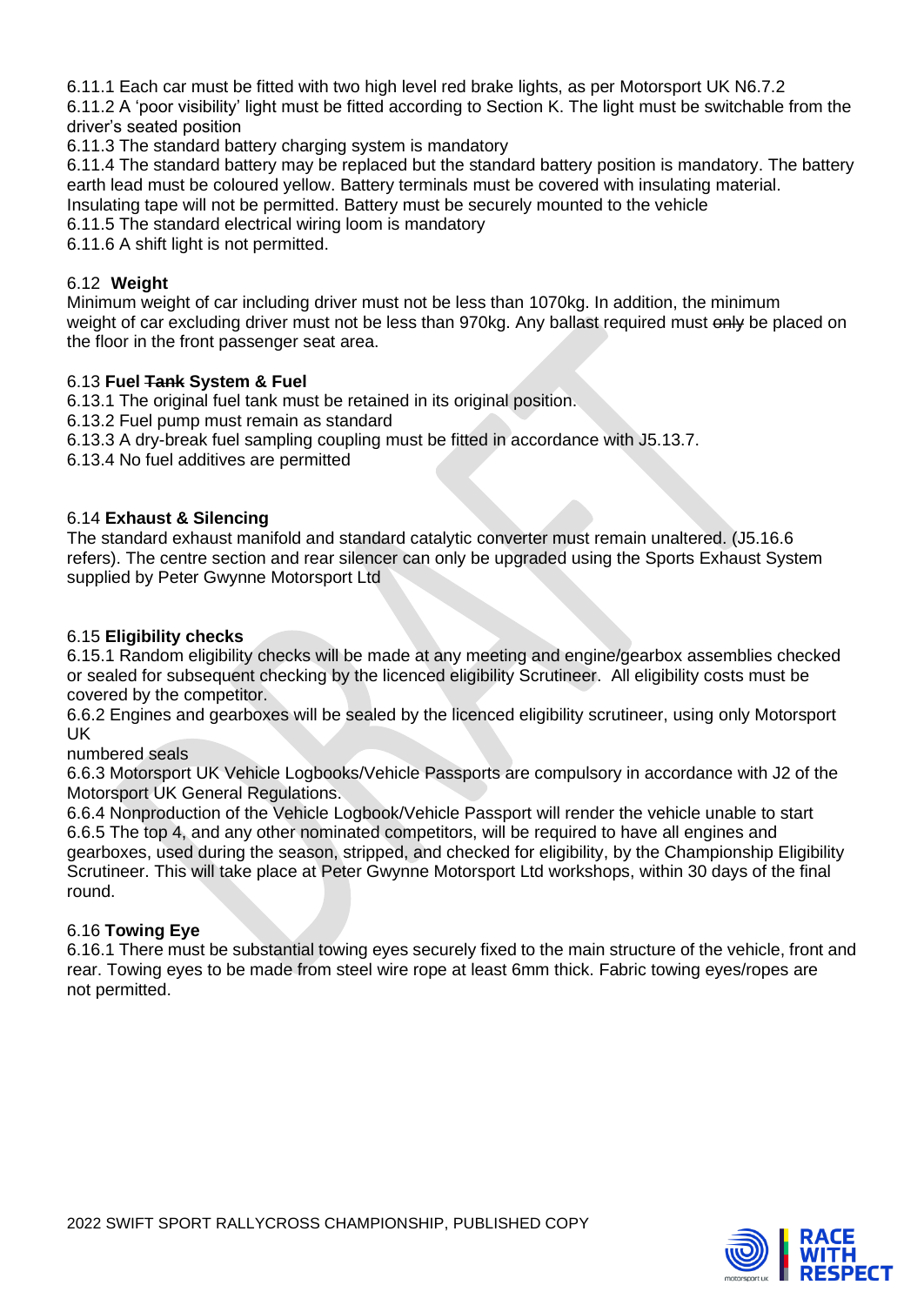6.11.1 Each car must be fitted with two high level red brake lights, as per Motorsport UK N6.7.2
6.11.2 A 'poor visibility' light must be fitted according to Section K. The light must be switchable from the driver's seated position
6.11.3 The standard battery charging system is mandatory
6.11.4 The standard battery may be replaced but the standard battery position is mandatory. The battery earth lead must be coloured yellow. Battery terminals must be covered with insulating material. Insulating tape will not be permitted. Battery must be securely mounted to the vehicle
6.11.5 The standard electrical wiring loom is mandatory
6.11.6 A shift light is not permitted.

6.12 **Weight**

Minimum weight of car including driver must not be less than 1070kg. In addition, the minimum weight of car excluding driver must not be less than 970kg. Any ballast required must ~~only~~ be placed on the floor in the front passenger seat area.

6.13 **Fuel ~~Tank~~ System & Fuel**

6.13.1 The original fuel tank must be retained in its original position.
6.13.2 Fuel pump must remain as standard
6.13.3 A dry-break fuel sampling coupling must be fitted in accordance with J5.13.7.
6.13.4 No fuel additives are permitted

6.14 **Exhaust & Silencing**

The standard exhaust manifold and standard catalytic converter must remain unaltered. (J5.16.6 refers). The centre section and rear silencer can only be upgraded using the Sports Exhaust System supplied by Peter Gwynne Motorsport Ltd

6.15 **Eligibility checks**

6.15.1 Random eligibility checks will be made at any meeting and engine/gearbox assemblies checked or sealed for subsequent checking by the licenced eligibility Scrutineer. All eligibility costs must be covered by the competitor.
6.6.2 Engines and gearboxes will be sealed by the licenced eligibility scrutineer, using only Motorsport UK
numbered seals
6.6.3 Motorsport UK Vehicle Logbooks/Vehicle Passports are compulsory in accordance with J2 of the Motorsport UK General Regulations.
6.6.4 Nonproduction of the Vehicle Logbook/Vehicle Passport will render the vehicle unable to start
6.6.5 The top 4, and any other nominated competitors, will be required to have all engines and gearboxes, used during the season, stripped, and checked for eligibility, by the Championship Eligibility Scrutineer. This will take place at Peter Gwynne Motorsport Ltd workshops, within 30 days of the final round.

6.16 **Towing Eye**

6.16.1 There must be substantial towing eyes securely fixed to the main structure of the vehicle, front and rear. Towing eyes to be made from steel wire rope at least 6mm thick. Fabric towing eyes/ropes are not permitted.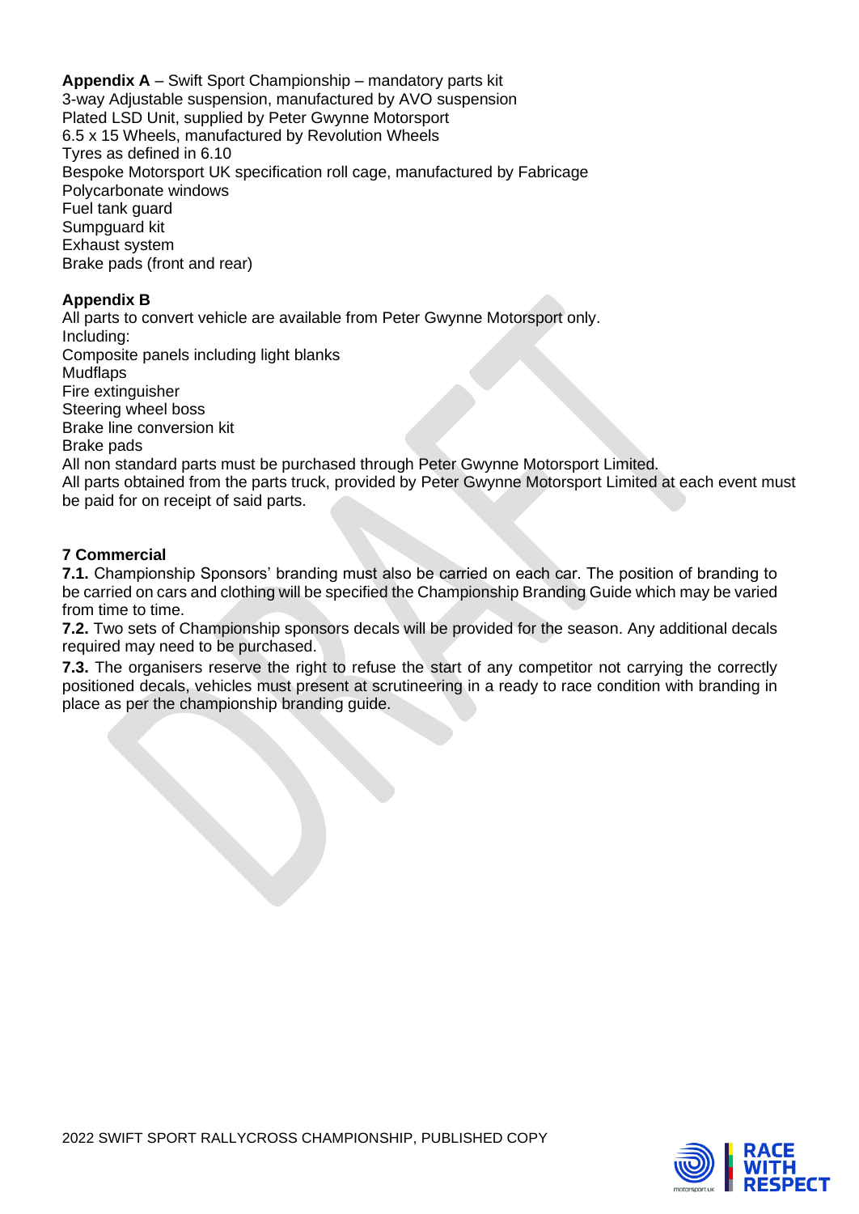**Appendix A** – Swift Sport Championship – mandatory parts kit
3-way Adjustable suspension, manufactured by AVO suspension
Plated LSD Unit, supplied by Peter Gwynne Motorsport
6.5 x 15 Wheels, manufactured by Revolution Wheels
Tyres as defined in 6.10
Bespoke Motorsport UK specification roll cage, manufactured by Fabricage
Polycarbonate windows
Fuel tank guard
Sumpguard kit
Exhaust system
Brake pads (front and rear)

**Appendix B**
All parts to convert vehicle are available from Peter Gwynne Motorsport only.
Including:
Composite panels including light blanks
Mudflaps
Fire extinguisher
Steering wheel boss
Brake line conversion kit
Brake pads
All non standard parts must be purchased through Peter Gwynne Motorsport Limited.
All parts obtained from the parts truck, provided by Peter Gwynne Motorsport Limited at each event must be paid for on receipt of said parts.

**7 Commercial**

**7.1.** Championship Sponsors' branding must also be carried on each car. The position of branding to be carried on cars and clothing will be specified the Championship Branding Guide which may be varied from time to time.

**7.2.** Two sets of Championship sponsors decals will be provided for the season. Any additional decals required may need to be purchased.

**7.3.** The organisers reserve the right to refuse the start of any competitor not carrying the correctly positioned decals, vehicles must present at scrutineering in a ready to race condition with branding in place as per the championship branding guide.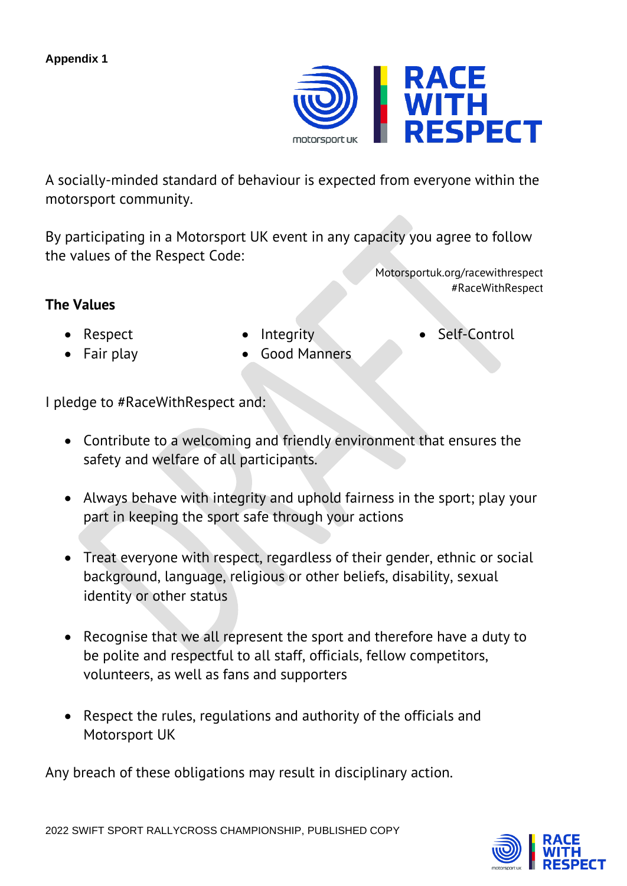**Appendix 1**

**RACE WITH RESPECT**

A socially-minded standard of behaviour is expected from everyone within the motorsport community.

By participating in a Motorsport UK event in any capacity you agree to follow the values of the Respect Code:

Motorsportuk.org/racewithrespect
#RaceWithRespect

### The Values

- Respect
- Fair play
- Integrity
- Good Manners
- Self-Control

I pledge to #RaceWithRespect and:

- Contribute to a welcoming and friendly environment that ensures the safety and welfare of all participants.
- Always behave with integrity and uphold fairness in the sport; play your part in keeping the sport safe through your actions
- Treat everyone with respect, regardless of their gender, ethnic or social background, language, religious or other beliefs, disability, sexual identity or other status
- Recognise that we all represent the sport and therefore have a duty to be polite and respectful to all staff, officials, fellow competitors, volunteers, as well as fans and supporters
- Respect the rules, regulations and authority of the officials and Motorsport UK

Any breach of these obligations may result in disciplinary action.